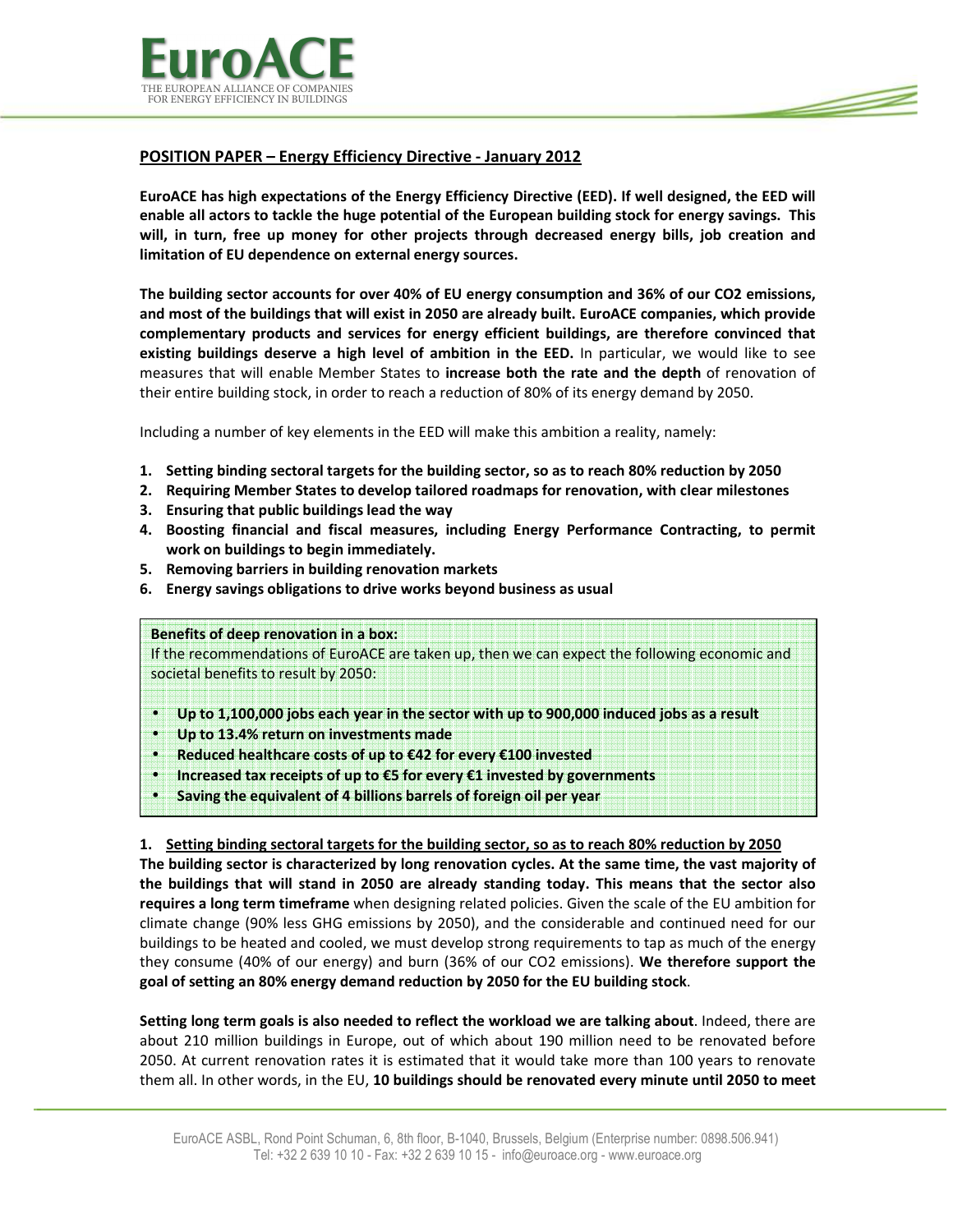EuroACE

THE EUROPEAN ALLIANCE OF COMPANIES FOR ENERGY EFFICIENCY IN BUILDINGS

## POSITION PAPER – Energy Efficiency Directive - January 2012

**EuroACE has high expectations of the Energy Efficiency Directive (EED). If well designed, the EED will enable all actors to tackle the huge potential of the European building stock for energy savings. This will, in turn, free up money for other projects through decreased energy bills, job creation and limitation of EU dependence on external energy sources.**

**The building sector accounts for over 40% of EU energy consumption and 36% of our CO2 emissions, and most of the buildings that will exist in 2050 are already built. EuroACE companies, which provide complementary products and services for energy efficient buildings, are therefore convinced that existing buildings deserve a high level of ambition in the EED.** In particular, we would like to see measures that will enable Member States to **increase both the rate and the depth** of renovation of their entire building stock, in order to reach a reduction of 80% of its energy demand by 2050.

Including a number of key elements in the EED will make this ambition a reality, namely:

1. **Setting binding sectoral targets for the building sector, so as to reach 80% reduction by 2050**
2. **Requiring Member States to develop tailored roadmaps for renovation, with clear milestones**
3. **Ensuring that public buildings lead the way**
4. **Boosting financial and fiscal measures, including Energy Performance Contracting, to permit work on buildings to begin immediately.**
5. **Removing barriers in building renovation markets**
6. **Energy savings obligations to drive works beyond business as usual**

> **Benefits of deep renovation in a box:**
> If the recommendations of EuroACE are taken up, then we can expect the following economic and societal benefits to result by 2050:
>
> - **Up to 1,100,000 jobs each year in the sector with up to 900,000 induced jobs as a result**
> - **Up to 13.4% return on investments made**
> - **Reduced healthcare costs of up to €42 for every €100 invested**
> - **Increased tax receipts of up to €5 for every €1 invested by governments**
> - **Saving the equivalent of 4 billions barrels of foreign oil per year**

### 1. Setting binding sectoral targets for the building sector, so as to reach 80% reduction by 2050

**The building sector is characterized by long renovation cycles. At the same time, the vast majority of the buildings that will stand in 2050 are already standing today. This means that the sector also requires a long term timeframe** when designing related policies. Given the scale of the EU ambition for climate change (90% less GHG emissions by 2050), and the considerable and continued need for our buildings to be heated and cooled, we must develop strong requirements to tap as much of the energy they consume (40% of our energy) and burn (36% of our CO2 emissions). **We therefore support the goal of setting an 80% energy demand reduction by 2050 for the EU building stock**.

**Setting long term goals is also needed to reflect the workload we are talking about**. Indeed, there are about 210 million buildings in Europe, out of which about 190 million need to be renovated before 2050. At current renovation rates it is estimated that it would take more than 100 years to renovate them all. In other words, in the EU, **10 buildings should be renovated every minute until 2050 to meet**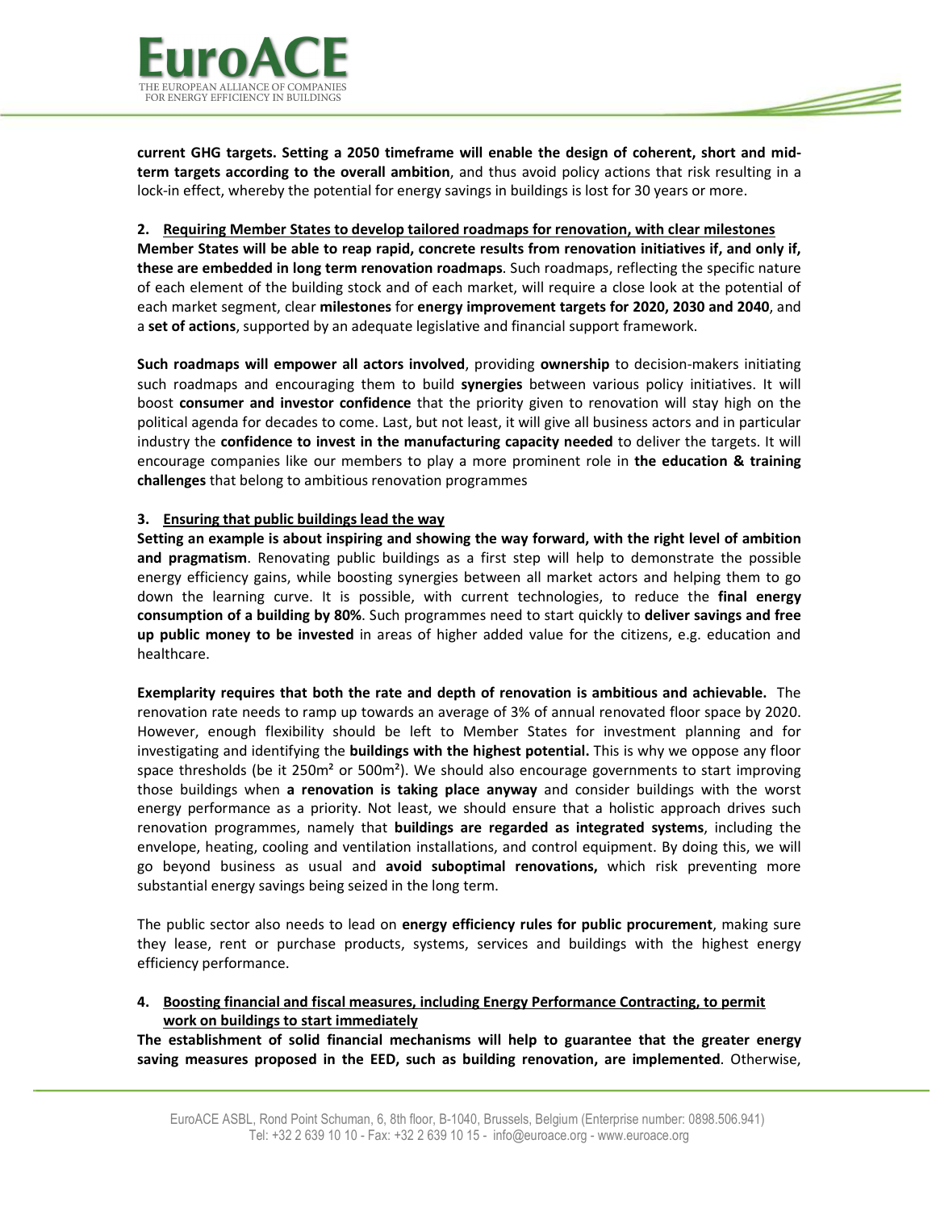**current GHG targets. Setting a 2050 timeframe will enable the design of coherent, short and mid-term targets according to the overall ambition**, and thus avoid policy actions that risk resulting in a lock-in effect, whereby the potential for energy savings in buildings is lost for 30 years or more.

**2. Requiring Member States to develop tailored roadmaps for renovation, with clear milestones**

**Member States will be able to reap rapid, concrete results from renovation initiatives if, and only if, these are embedded in long term renovation roadmaps**. Such roadmaps, reflecting the specific nature of each element of the building stock and of each market, will require a close look at the potential of each market segment, clear **milestones** for **energy improvement targets for 2020, 2030 and 2040**, and a **set of actions**, supported by an adequate legislative and financial support framework.

**Such roadmaps will empower all actors involved**, providing **ownership** to decision-makers initiating such roadmaps and encouraging them to build **synergies** between various policy initiatives. It will boost **consumer and investor confidence** that the priority given to renovation will stay high on the political agenda for decades to come. Last, but not least, it will give all business actors and in particular industry the **confidence to invest in the manufacturing capacity needed** to deliver the targets. It will encourage companies like our members to play a more prominent role in **the education & training challenges** that belong to ambitious renovation programmes

**3. Ensuring that public buildings lead the way**

**Setting an example is about inspiring and showing the way forward, with the right level of ambition and pragmatism**. Renovating public buildings as a first step will help to demonstrate the possible energy efficiency gains, while boosting synergies between all market actors and helping them to go down the learning curve. It is possible, with current technologies, to reduce the **final energy consumption of a building by 80%**. Such programmes need to start quickly to **deliver savings and free up public money to be invested** in areas of higher added value for the citizens, e.g. education and healthcare.

**Exemplarity requires that both the rate and depth of renovation is ambitious and achievable.** The renovation rate needs to ramp up towards an average of 3% of annual renovated floor space by 2020. However, enough flexibility should be left to Member States for investment planning and for investigating and identifying the **buildings with the highest potential.** This is why we oppose any floor space thresholds (be it 250m² or 500m²). We should also encourage governments to start improving those buildings when **a renovation is taking place anyway** and consider buildings with the worst energy performance as a priority. Not least, we should ensure that a holistic approach drives such renovation programmes, namely that **buildings are regarded as integrated systems**, including the envelope, heating, cooling and ventilation installations, and control equipment. By doing this, we will go beyond business as usual and **avoid suboptimal renovations,** which risk preventing more substantial energy savings being seized in the long term.

The public sector also needs to lead on **energy efficiency rules for public procurement**, making sure they lease, rent or purchase products, systems, services and buildings with the highest energy efficiency performance.

**4. Boosting financial and fiscal measures, including Energy Performance Contracting, to permit work on buildings to start immediately**

**The establishment of solid financial mechanisms will help to guarantee that the greater energy saving measures proposed in the EED, such as building renovation, are implemented**. Otherwise,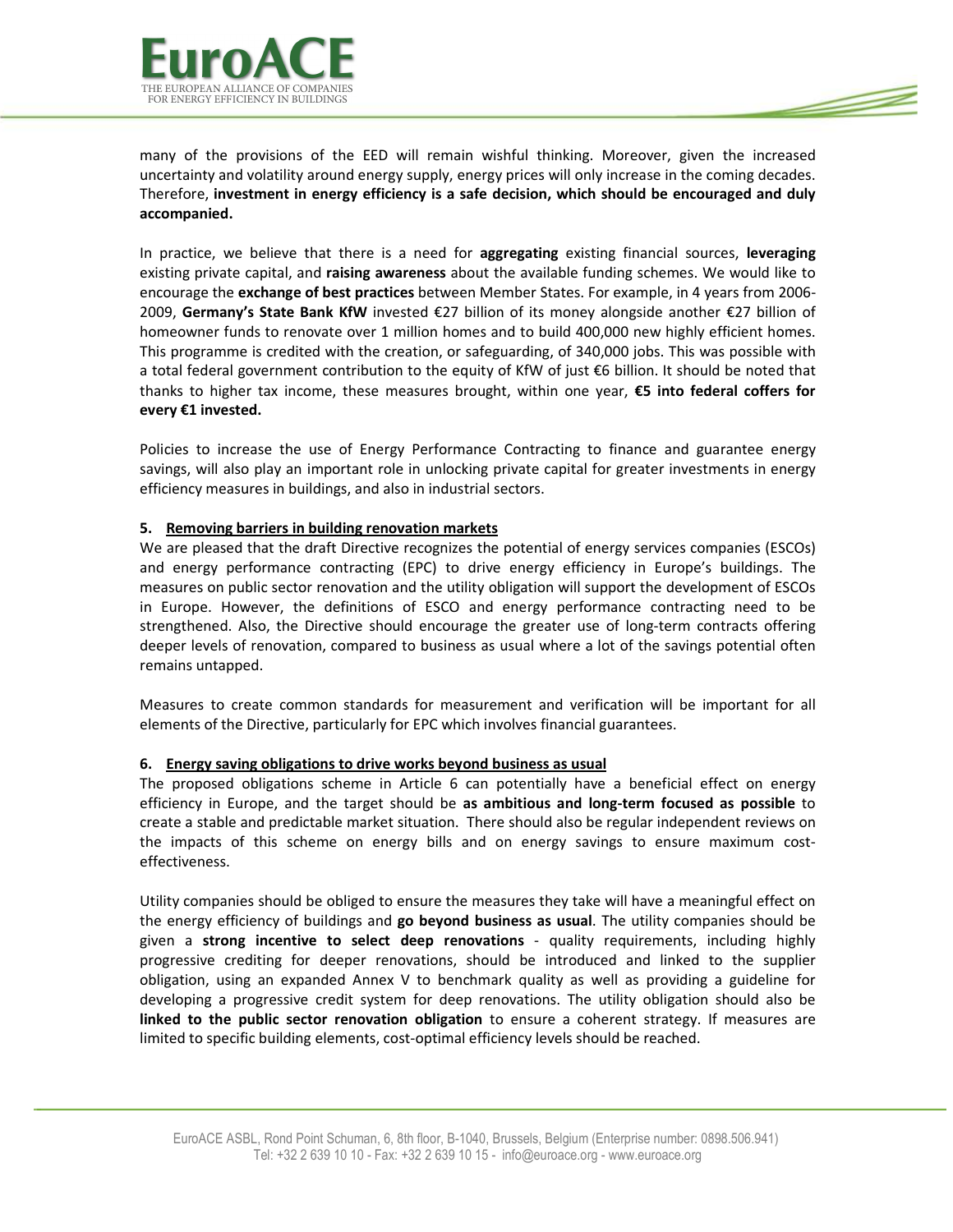many of the provisions of the EED will remain wishful thinking. Moreover, given the increased uncertainty and volatility around energy supply, energy prices will only increase in the coming decades. Therefore, **investment in energy efficiency is a safe decision, which should be encouraged and duly accompanied.**

In practice, we believe that there is a need for **aggregating** existing financial sources, **leveraging** existing private capital, and **raising awareness** about the available funding schemes. We would like to encourage the **exchange of best practices** between Member States. For example, in 4 years from 2006-2009, **Germany's State Bank KfW** invested €27 billion of its money alongside another €27 billion of homeowner funds to renovate over 1 million homes and to build 400,000 new highly efficient homes. This programme is credited with the creation, or safeguarding, of 340,000 jobs. This was possible with a total federal government contribution to the equity of KfW of just €6 billion. It should be noted that thanks to higher tax income, these measures brought, within one year, **€5 into federal coffers for every €1 invested.**

Policies to increase the use of Energy Performance Contracting to finance and guarantee energy savings, will also play an important role in unlocking private capital for greater investments in energy efficiency measures in buildings, and also in industrial sectors.

**5. Removing barriers in building renovation markets**

We are pleased that the draft Directive recognizes the potential of energy services companies (ESCOs) and energy performance contracting (EPC) to drive energy efficiency in Europe's buildings. The measures on public sector renovation and the utility obligation will support the development of ESCOs in Europe. However, the definitions of ESCO and energy performance contracting need to be strengthened. Also, the Directive should encourage the greater use of long-term contracts offering deeper levels of renovation, compared to business as usual where a lot of the savings potential often remains untapped.

Measures to create common standards for measurement and verification will be important for all elements of the Directive, particularly for EPC which involves financial guarantees.

**6. Energy saving obligations to drive works beyond business as usual**

The proposed obligations scheme in Article 6 can potentially have a beneficial effect on energy efficiency in Europe, and the target should be **as ambitious and long-term focused as possible** to create a stable and predictable market situation. There should also be regular independent reviews on the impacts of this scheme on energy bills and on energy savings to ensure maximum cost-effectiveness.

Utility companies should be obliged to ensure the measures they take will have a meaningful effect on the energy efficiency of buildings and **go beyond business as usual**. The utility companies should be given a **strong incentive to select deep renovations** - quality requirements, including highly progressive crediting for deeper renovations, should be introduced and linked to the supplier obligation, using an expanded Annex V to benchmark quality as well as providing a guideline for developing a progressive credit system for deep renovations. The utility obligation should also be **linked to the public sector renovation obligation** to ensure a coherent strategy. If measures are limited to specific building elements, cost-optimal efficiency levels should be reached.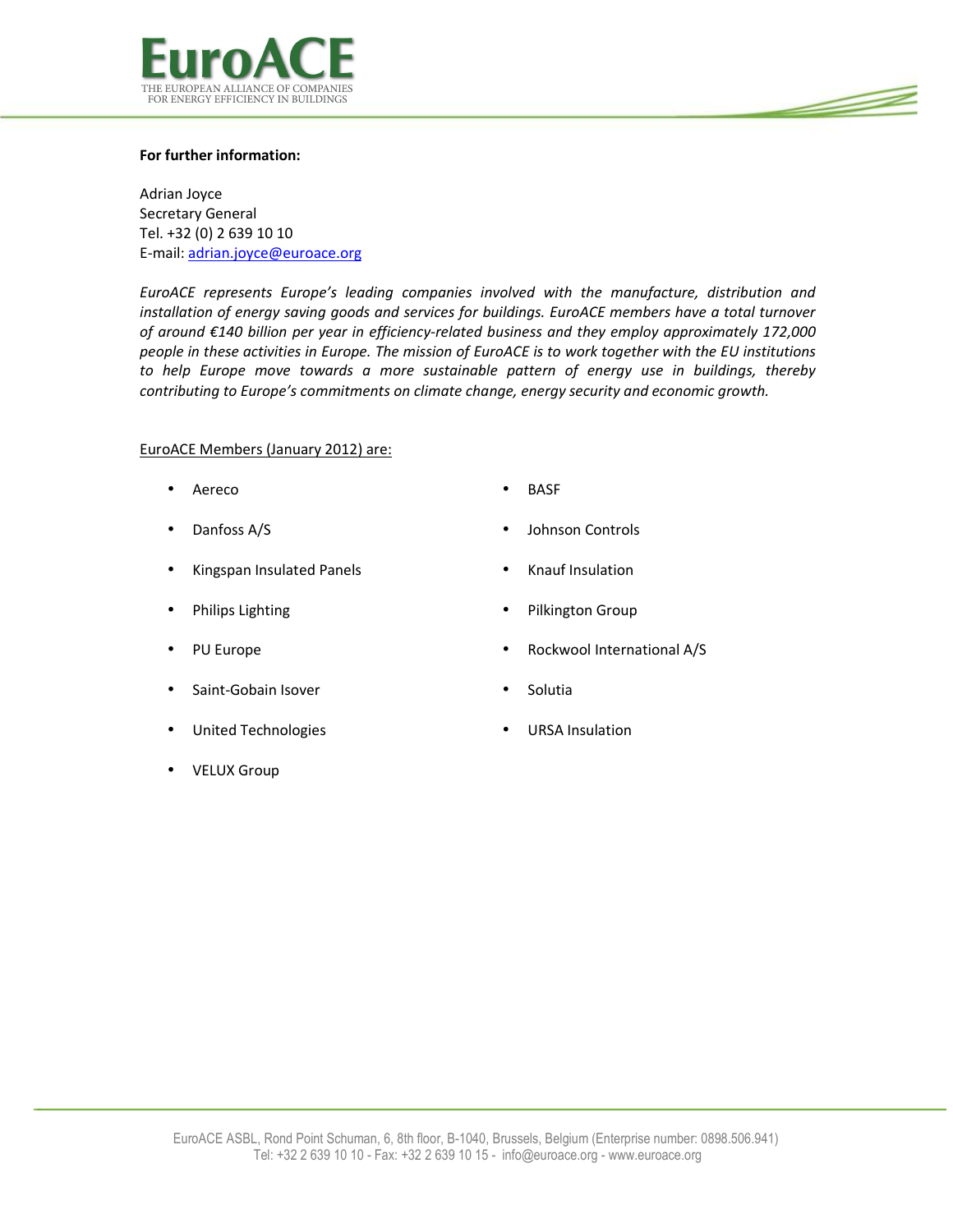**For further information:**

Adrian Joyce
Secretary General
Tel. +32 (0) 2 639 10 10
E-mail: adrian.joyce@euroace.org

*EuroACE represents Europe's leading companies involved with the manufacture, distribution and installation of energy saving goods and services for buildings. EuroACE members have a total turnover of around €140 billion per year in efficiency-related business and they employ approximately 172,000 people in these activities in Europe. The mission of EuroACE is to work together with the EU institutions to help Europe move towards a more sustainable pattern of energy use in buildings, thereby contributing to Europe's commitments on climate change, energy security and economic growth.*

EuroACE Members (January 2012) are:

- Aereco
- BASF
- Danfoss A/S
- Johnson Controls
- Kingspan Insulated Panels
- Knauf Insulation
- Philips Lighting
- Pilkington Group
- PU Europe
- Rockwool International A/S
- Saint-Gobain Isover
- Solutia
- United Technologies
- URSA Insulation
- VELUX Group